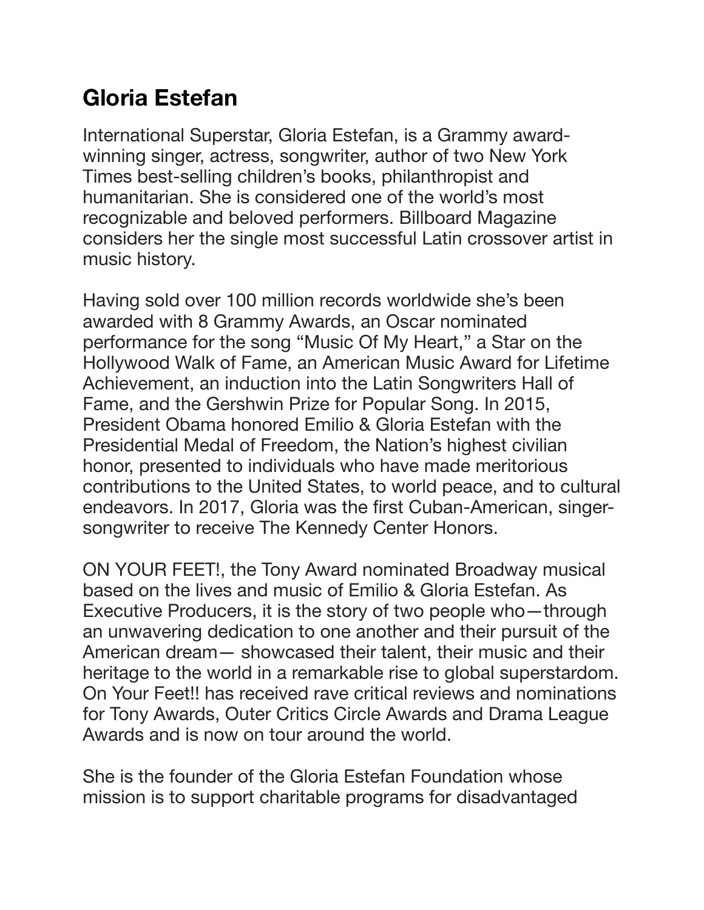# Gloria Estefan

International Superstar, Gloria Estefan, is a Grammy award-winning singer, actress, songwriter, author of two New York Times best-selling children's books, philanthropist and humanitarian. She is considered one of the world's most recognizable and beloved performers. Billboard Magazine considers her the single most successful Latin crossover artist in music history.

Having sold over 100 million records worldwide she's been awarded with 8 Grammy Awards, an Oscar nominated performance for the song "Music Of My Heart," a Star on the Hollywood Walk of Fame, an American Music Award for Lifetime Achievement, an induction into the Latin Songwriters Hall of Fame, and the Gershwin Prize for Popular Song. In 2015, President Obama honored Emilio & Gloria Estefan with the Presidential Medal of Freedom, the Nation's highest civilian honor, presented to individuals who have made meritorious contributions to the United States, to world peace, and to cultural endeavors. In 2017, Gloria was the first Cuban-American, singer-songwriter to receive The Kennedy Center Honors.

ON YOUR FEET!, the Tony Award nominated Broadway musical based on the lives and music of Emilio & Gloria Estefan. As Executive Producers, it is the story of two people who—through an unwavering dedication to one another and their pursuit of the American dream— showcased their talent, their music and their heritage to the world in a remarkable rise to global superstardom. On Your Feet!! has received rave critical reviews and nominations for Tony Awards, Outer Critics Circle Awards and Drama League Awards and is now on tour around the world.

She is the founder of the Gloria Estefan Foundation whose mission is to support charitable programs for disadvantaged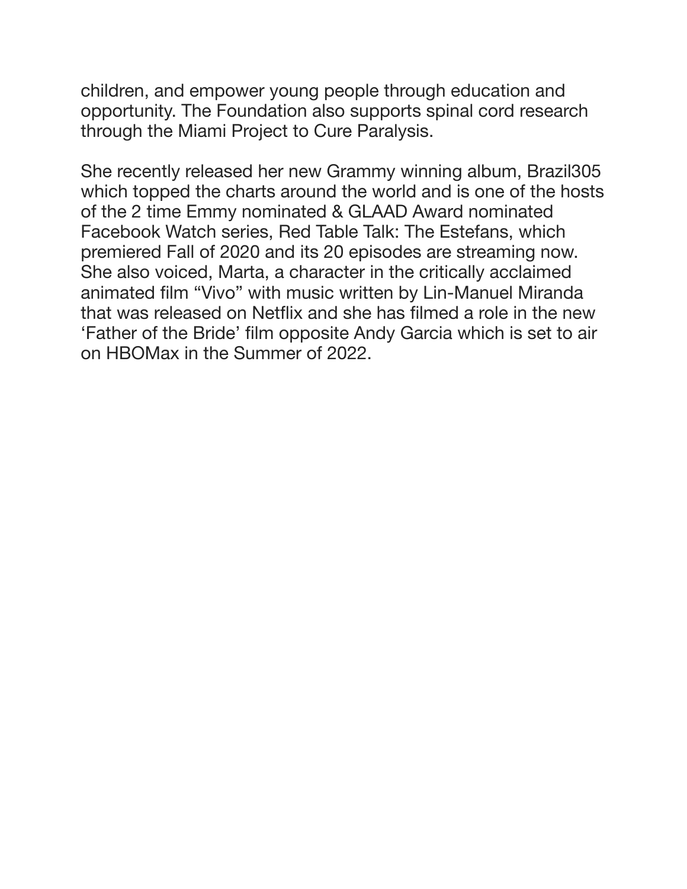children, and empower young people through education and opportunity. The Foundation also supports spinal cord research through the Miami Project to Cure Paralysis.

She recently released her new Grammy winning album, Brazil305 which topped the charts around the world and is one of the hosts of the 2 time Emmy nominated & GLAAD Award nominated Facebook Watch series, Red Table Talk: The Estefans, which premiered Fall of 2020 and its 20 episodes are streaming now. She also voiced, Marta, a character in the critically acclaimed animated film “Vivo” with music written by Lin-Manuel Miranda that was released on Netflix and she has filmed a role in the new ‘Father of the Bride’ film opposite Andy Garcia which is set to air on HBOMax in the Summer of 2022.